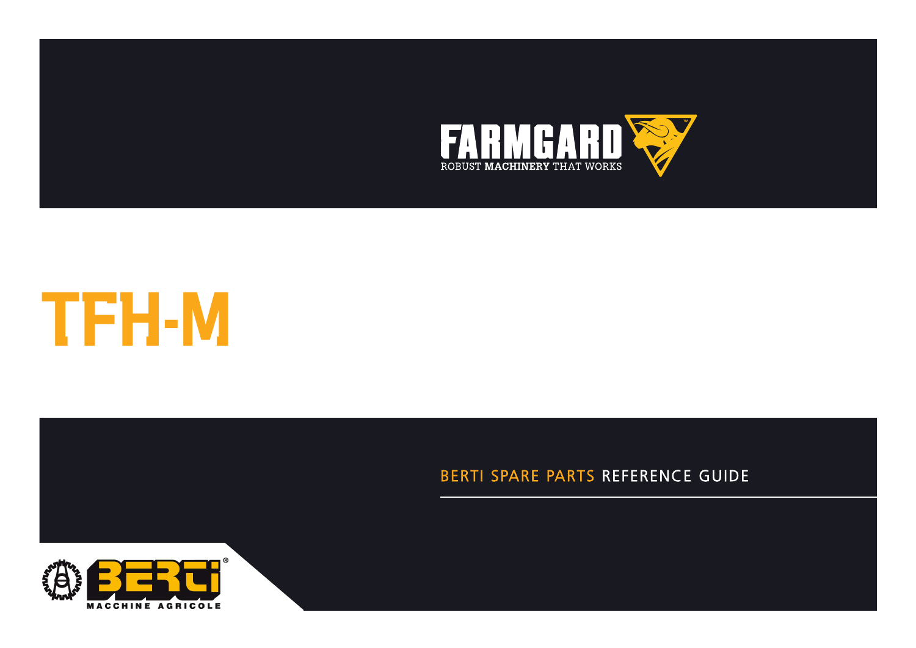FARMGARD

ROBUST MACHINERY THAT WORKS

# TFH-M

## BERTI SPARE PARTS REFERENCE GUIDE

BERTI

MACCHINE AGRICOLE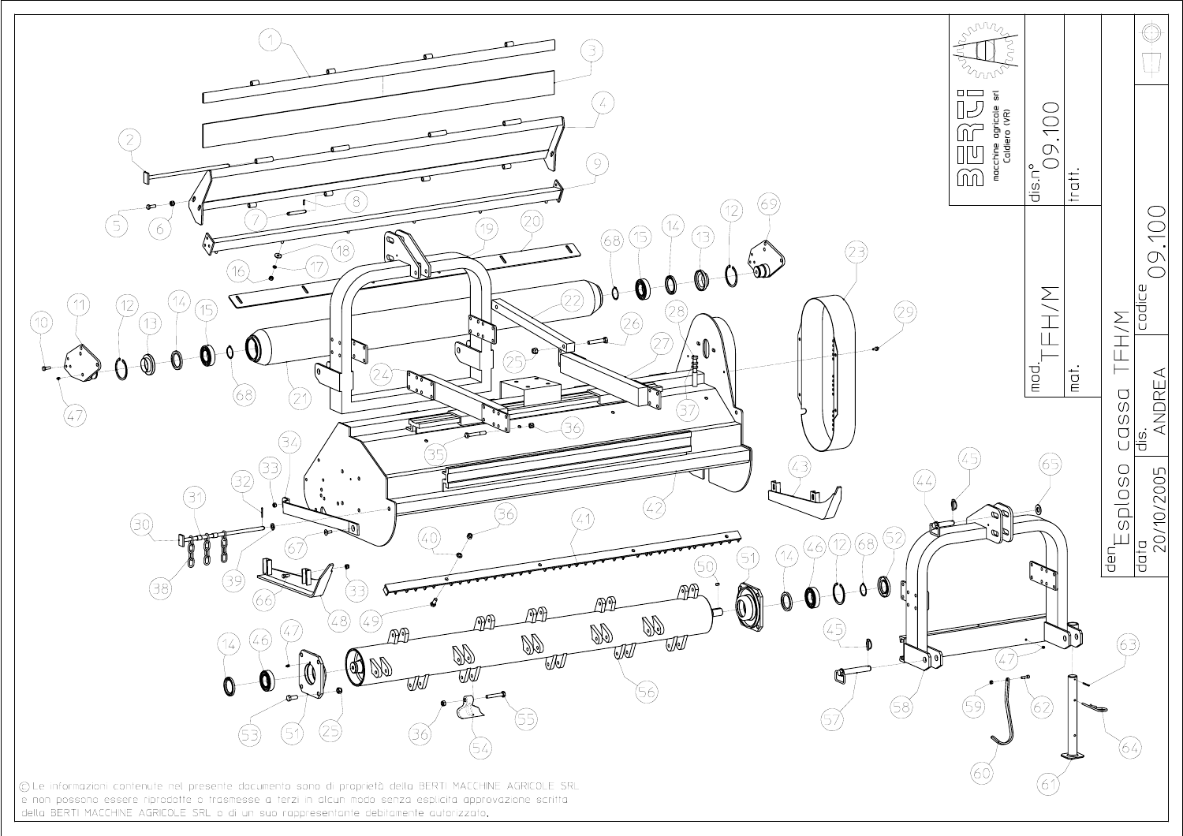BERTI macchine agricole srl Caldiero (VR)

| | |
|---|---|
| dis.n° | 09.100 |
| tratt. | |
| mod. | TFH/M |
| mat. | |
| den. | Esploso cassa TFH/M |
| codice | 09.100 |
| data | 20/10/2005 |
| dis. | ANDREA |

© Le informazioni contenute nel presente documento sono di proprietà della BERTI MACCHINE AGRICOLE SRL e non possono essere riprodotte o trasmesse a terzi in alcun modo senza esplicita approvazione scritta della BERTI MACCHINE AGRICOLE SRL o di un suo rappresentante debitamente autorizzato.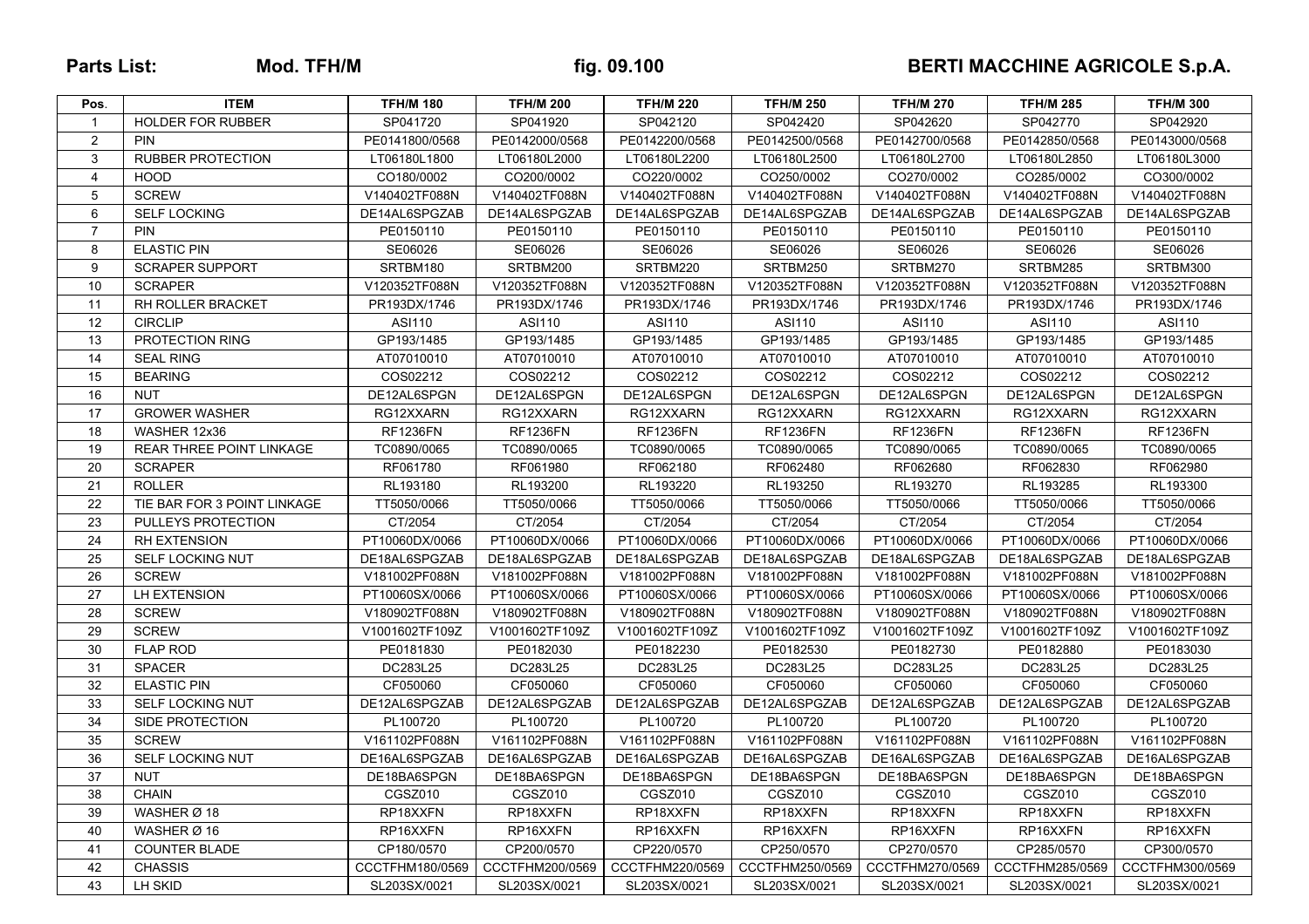**Parts List:** **Mod. TFH/M** **fig. 09.100** **BERTI MACCHINE AGRICOLE S.p.A.**

| Pos. | ITEM | TFH/M 180 | TFH/M 200 | TFH/M 220 | TFH/M 250 | TFH/M 270 | TFH/M 285 | TFH/M 300 |
|---|---|---|---|---|---|---|---|---|
| 1 | HOLDER FOR RUBBER | SP041720 | SP041920 | SP042120 | SP042420 | SP042620 | SP042770 | SP042920 |
| 2 | PIN | PE0141800/0568 | PE0142000/0568 | PE0142200/0568 | PE0142500/0568 | PE0142700/0568 | PE0142850/0568 | PE0143000/0568 |
| 3 | RUBBER PROTECTION | LT06180L1800 | LT06180L2000 | LT06180L2200 | LT06180L2500 | LT06180L2700 | LT06180L2850 | LT06180L3000 |
| 4 | HOOD | CO180/0002 | CO200/0002 | CO220/0002 | CO250/0002 | CO270/0002 | CO285/0002 | CO300/0002 |
| 5 | SCREW | V140402TF088N | V140402TF088N | V140402TF088N | V140402TF088N | V140402TF088N | V140402TF088N | V140402TF088N |
| 6 | SELF LOCKING | DE14AL6SPGZAB | DE14AL6SPGZAB | DE14AL6SPGZAB | DE14AL6SPGZAB | DE14AL6SPGZAB | DE14AL6SPGZAB | DE14AL6SPGZAB |
| 7 | PIN | PE0150110 | PE0150110 | PE0150110 | PE0150110 | PE0150110 | PE0150110 | PE0150110 |
| 8 | ELASTIC PIN | SE06026 | SE06026 | SE06026 | SE06026 | SE06026 | SE06026 | SE06026 |
| 9 | SCRAPER SUPPORT | SRTBM180 | SRTBM200 | SRTBM220 | SRTBM250 | SRTBM270 | SRTBM285 | SRTBM300 |
| 10 | SCRAPER | V120352TF088N | V120352TF088N | V120352TF088N | V120352TF088N | V120352TF088N | V120352TF088N | V120352TF088N |
| 11 | RH ROLLER BRACKET | PR193DX/1746 | PR193DX/1746 | PR193DX/1746 | PR193DX/1746 | PR193DX/1746 | PR193DX/1746 | PR193DX/1746 |
| 12 | CIRCLIP | ASI110 | ASI110 | ASI110 | ASI110 | ASI110 | ASI110 | ASI110 |
| 13 | PROTECTION RING | GP193/1485 | GP193/1485 | GP193/1485 | GP193/1485 | GP193/1485 | GP193/1485 | GP193/1485 |
| 14 | SEAL RING | AT07010010 | AT07010010 | AT07010010 | AT07010010 | AT07010010 | AT07010010 | AT07010010 |
| 15 | BEARING | COS02212 | COS02212 | COS02212 | COS02212 | COS02212 | COS02212 | COS02212 |
| 16 | NUT | DE12AL6SPGN | DE12AL6SPGN | DE12AL6SPGN | DE12AL6SPGN | DE12AL6SPGN | DE12AL6SPGN | DE12AL6SPGN |
| 17 | GROWER WASHER | RG12XXARN | RG12XXARN | RG12XXARN | RG12XXARN | RG12XXARN | RG12XXARN | RG12XXARN |
| 18 | WASHER 12x36 | RF1236FN | RF1236FN | RF1236FN | RF1236FN | RF1236FN | RF1236FN | RF1236FN |
| 19 | REAR THREE POINT LINKAGE | TC0890/0065 | TC0890/0065 | TC0890/0065 | TC0890/0065 | TC0890/0065 | TC0890/0065 | TC0890/0065 |
| 20 | SCRAPER | RF061780 | RF061980 | RF062180 | RF062480 | RF062680 | RF062830 | RF062980 |
| 21 | ROLLER | RL193180 | RL193200 | RL193220 | RL193250 | RL193270 | RL193285 | RL193300 |
| 22 | TIE BAR FOR 3 POINT LINKAGE | TT5050/0066 | TT5050/0066 | TT5050/0066 | TT5050/0066 | TT5050/0066 | TT5050/0066 | TT5050/0066 |
| 23 | PULLEYS PROTECTION | CT/2054 | CT/2054 | CT/2054 | CT/2054 | CT/2054 | CT/2054 | CT/2054 |
| 24 | RH EXTENSION | PT10060DX/0066 | PT10060DX/0066 | PT10060DX/0066 | PT10060DX/0066 | PT10060DX/0066 | PT10060DX/0066 | PT10060DX/0066 |
| 25 | SELF LOCKING NUT | DE18AL6SPGZAB | DE18AL6SPGZAB | DE18AL6SPGZAB | DE18AL6SPGZAB | DE18AL6SPGZAB | DE18AL6SPGZAB | DE18AL6SPGZAB |
| 26 | SCREW | V181002PF088N | V181002PF088N | V181002PF088N | V181002PF088N | V181002PF088N | V181002PF088N | V181002PF088N |
| 27 | LH EXTENSION | PT10060SX/0066 | PT10060SX/0066 | PT10060SX/0066 | PT10060SX/0066 | PT10060SX/0066 | PT10060SX/0066 | PT10060SX/0066 |
| 28 | SCREW | V180902TF088N | V180902TF088N | V180902TF088N | V180902TF088N | V180902TF088N | V180902TF088N | V180902TF088N |
| 29 | SCREW | V1001602TF109Z | V1001602TF109Z | V1001602TF109Z | V1001602TF109Z | V1001602TF109Z | V1001602TF109Z | V1001602TF109Z |
| 30 | FLAP ROD | PE0181830 | PE0182030 | PE0182230 | PE0182530 | PE0182730 | PE0182880 | PE0183030 |
| 31 | SPACER | DC283L25 | DC283L25 | DC283L25 | DC283L25 | DC283L25 | DC283L25 | DC283L25 |
| 32 | ELASTIC PIN | CF050060 | CF050060 | CF050060 | CF050060 | CF050060 | CF050060 | CF050060 |
| 33 | SELF LOCKING NUT | DE12AL6SPGZAB | DE12AL6SPGZAB | DE12AL6SPGZAB | DE12AL6SPGZAB | DE12AL6SPGZAB | DE12AL6SPGZAB | DE12AL6SPGZAB |
| 34 | SIDE PROTECTION | PL100720 | PL100720 | PL100720 | PL100720 | PL100720 | PL100720 | PL100720 |
| 35 | SCREW | V161102PF088N | V161102PF088N | V161102PF088N | V161102PF088N | V161102PF088N | V161102PF088N | V161102PF088N |
| 36 | SELF LOCKING NUT | DE16AL6SPGZAB | DE16AL6SPGZAB | DE16AL6SPGZAB | DE16AL6SPGZAB | DE16AL6SPGZAB | DE16AL6SPGZAB | DE16AL6SPGZAB |
| 37 | NUT | DE18BA6SPGN | DE18BA6SPGN | DE18BA6SPGN | DE18BA6SPGN | DE18BA6SPGN | DE18BA6SPGN | DE18BA6SPGN |
| 38 | CHAIN | CGSZ010 | CGSZ010 | CGSZ010 | CGSZ010 | CGSZ010 | CGSZ010 | CGSZ010 |
| 39 | WASHER Ø 18 | RP18XXFN | RP18XXFN | RP18XXFN | RP18XXFN | RP18XXFN | RP18XXFN | RP18XXFN |
| 40 | WASHER Ø 16 | RP16XXFN | RP16XXFN | RP16XXFN | RP16XXFN | RP16XXFN | RP16XXFN | RP16XXFN |
| 41 | COUNTER BLADE | CP180/0570 | CP200/0570 | CP220/0570 | CP250/0570 | CP270/0570 | CP285/0570 | CP300/0570 |
| 42 | CHASSIS | CCCTFHM180/0569 | CCCTFHM200/0569 | CCCTFHM220/0569 | CCCTFHM250/0569 | CCCTFHM270/0569 | CCCTFHM285/0569 | CCCTFHM300/0569 |
| 43 | LH SKID | SL203SX/0021 | SL203SX/0021 | SL203SX/0021 | SL203SX/0021 | SL203SX/0021 | SL203SX/0021 | SL203SX/0021 |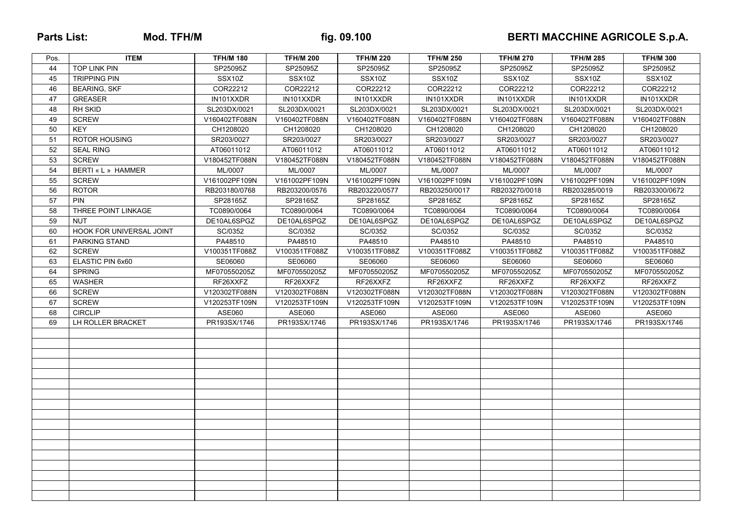**Parts List:** **Mod. TFH/M** **fig. 09.100** **BERTI MACCHINE AGRICOLE S.p.A.**

| Pos. | ITEM | TFH/M 180 | TFH/M 200 | TFH/M 220 | TFH/M 250 | TFH/M 270 | TFH/M 285 | TFH/M 300 |
|---|---|---|---|---|---|---|---|---|
| 44 | TOP LINK PIN | SP25095Z | SP25095Z | SP25095Z | SP25095Z | SP25095Z | SP25095Z | SP25095Z |
| 45 | TRIPPING PIN | SSX10Z | SSX10Z | SSX10Z | SSX10Z | SSX10Z | SSX10Z | SSX10Z |
| 46 | BEARING, SKF | COR22212 | COR22212 | COR22212 | COR22212 | COR22212 | COR22212 | COR22212 |
| 47 | GREASER | IN101XXDR | IN101XXDR | IN101XXDR | IN101XXDR | IN101XXDR | IN101XXDR | IN101XXDR |
| 48 | RH SKID | SL203DX/0021 | SL203DX/0021 | SL203DX/0021 | SL203DX/0021 | SL203DX/0021 | SL203DX/0021 | SL203DX/0021 |
| 49 | SCREW | V160402TF088N | V160402TF088N | V160402TF088N | V160402TF088N | V160402TF088N | V160402TF088N | V160402TF088N |
| 50 | KEY | CH1208020 | CH1208020 | CH1208020 | CH1208020 | CH1208020 | CH1208020 | CH1208020 |
| 51 | ROTOR HOUSING | SR203/0027 | SR203/0027 | SR203/0027 | SR203/0027 | SR203/0027 | SR203/0027 | SR203/0027 |
| 52 | SEAL RING | AT06011012 | AT06011012 | AT06011012 | AT06011012 | AT06011012 | AT06011012 | AT06011012 |
| 53 | SCREW | V180452TF088N | V180452TF088N | V180452TF088N | V180452TF088N | V180452TF088N | V180452TF088N | V180452TF088N |
| 54 | BERTI « L » HAMMER | ML/0007 | ML/0007 | ML/0007 | ML/0007 | ML/0007 | ML/0007 | ML/0007 |
| 55 | SCREW | V161002PF109N | V161002PF109N | V161002PF109N | V161002PF109N | V161002PF109N | V161002PF109N | V161002PF109N |
| 56 | ROTOR | RB203180/0768 | RB203200/0576 | RB203220/0577 | RB203250/0017 | RB203270/0018 | RB203285/0019 | RB203300/0672 |
| 57 | PIN | SP28165Z | SP28165Z | SP28165Z | SP28165Z | SP28165Z | SP28165Z | SP28165Z |
| 58 | THREE POINT LINKAGE | TC0890/0064 | TC0890/0064 | TC0890/0064 | TC0890/0064 | TC0890/0064 | TC0890/0064 | TC0890/0064 |
| 59 | NUT | DE10AL6SPGZ | DE10AL6SPGZ | DE10AL6SPGZ | DE10AL6SPGZ | DE10AL6SPGZ | DE10AL6SPGZ | DE10AL6SPGZ |
| 60 | HOOK FOR UNIVERSAL JOINT | SC/0352 | SC/0352 | SC/0352 | SC/0352 | SC/0352 | SC/0352 | SC/0352 |
| 61 | PARKING STAND | PA48510 | PA48510 | PA48510 | PA48510 | PA48510 | PA48510 | PA48510 |
| 62 | SCREW | V100351TF088Z | V100351TF088Z | V100351TF088Z | V100351TF088Z | V100351TF088Z | V100351TF088Z | V100351TF088Z |
| 63 | ELASTIC PIN 6x60 | SE06060 | SE06060 | SE06060 | SE06060 | SE06060 | SE06060 | SE06060 |
| 64 | SPRING | MF070550205Z | MF070550205Z | MF070550205Z | MF070550205Z | MF070550205Z | MF070550205Z | MF070550205Z |
| 65 | WASHER | RF26XXFZ | RF26XXFZ | RF26XXFZ | RF26XXFZ | RF26XXFZ | RF26XXFZ | RF26XXFZ |
| 66 | SCREW | V120302TF088N | V120302TF088N | V120302TF088N | V120302TF088N | V120302TF088N | V120302TF088N | V120302TF088N |
| 67 | SCREW | V120253TF109N | V120253TF109N | V120253TF109N | V120253TF109N | V120253TF109N | V120253TF109N | V120253TF109N |
| 68 | CIRCLIP | ASE060 | ASE060 | ASE060 | ASE060 | ASE060 | ASE060 | ASE060 |
| 69 | LH ROLLER BRACKET | PR193SX/1746 | PR193SX/1746 | PR193SX/1746 | PR193SX/1746 | PR193SX/1746 | PR193SX/1746 | PR193SX/1746 |